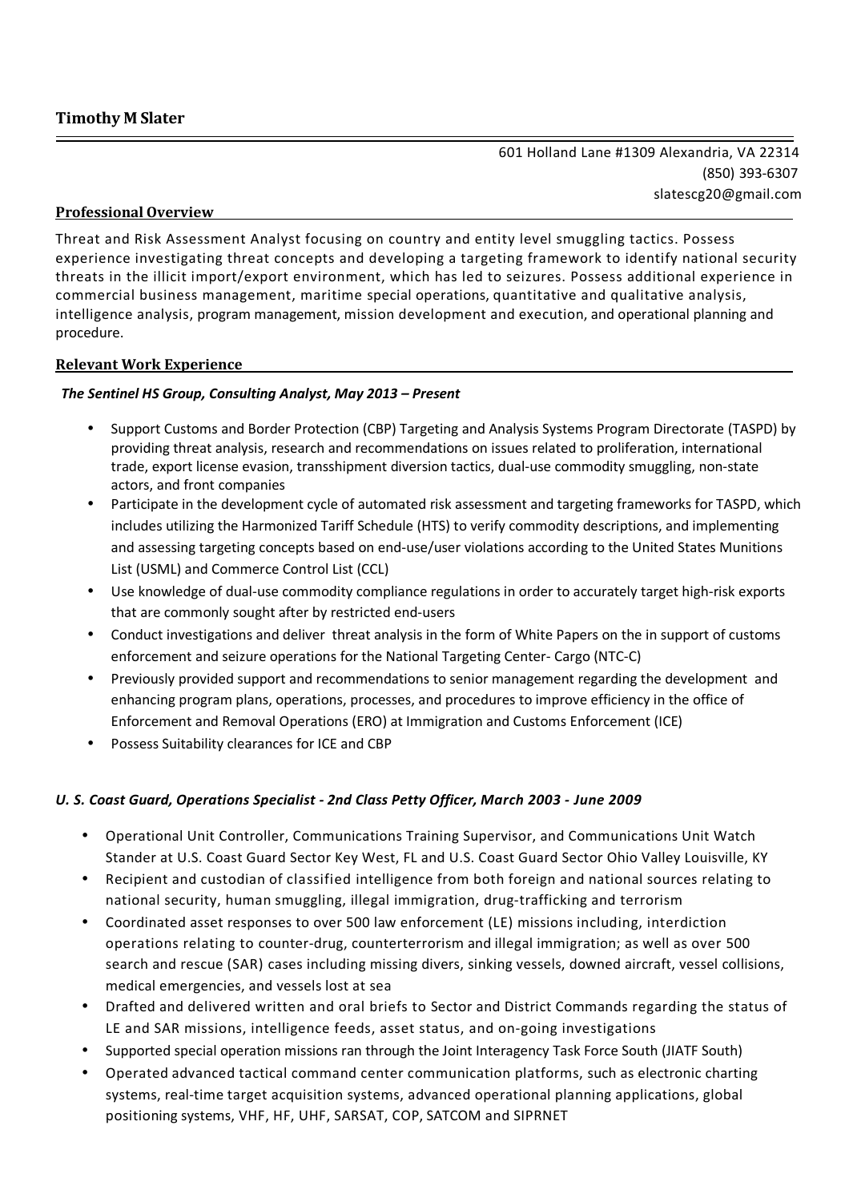# Timothy M Slater

601 Holland Lane #1309 Alexandria, VA 22314
(850) 393-6307
slatescg20@gmail.com

## Professional Overview

Threat and Risk Assessment Analyst focusing on country and entity level smuggling tactics. Possess experience investigating threat concepts and developing a targeting framework to identify national security threats in the illicit import/export environment, which has led to seizures. Possess additional experience in commercial business management, maritime special operations, quantitative and qualitative analysis, intelligence analysis, program management, mission development and execution, and operational planning and procedure.

## Relevant Work Experience

***The Sentinel HS Group, Consulting Analyst, May 2013 – Present***

- Support Customs and Border Protection (CBP) Targeting and Analysis Systems Program Directorate (TASPD) by providing threat analysis, research and recommendations on issues related to proliferation, international trade, export license evasion, transshipment diversion tactics, dual-use commodity smuggling, non-state actors, and front companies
- Participate in the development cycle of automated risk assessment and targeting frameworks for TASPD, which includes utilizing the Harmonized Tariff Schedule (HTS) to verify commodity descriptions, and implementing and assessing targeting concepts based on end-use/user violations according to the United States Munitions List (USML) and Commerce Control List (CCL)
- Use knowledge of dual-use commodity compliance regulations in order to accurately target high-risk exports that are commonly sought after by restricted end-users
- Conduct investigations and deliver threat analysis in the form of White Papers on the in support of customs enforcement and seizure operations for the National Targeting Center- Cargo (NTC-C)
- Previously provided support and recommendations to senior management regarding the development and enhancing program plans, operations, processes, and procedures to improve efficiency in the office of Enforcement and Removal Operations (ERO) at Immigration and Customs Enforcement (ICE)
- Possess Suitability clearances for ICE and CBP

***U. S. Coast Guard, Operations Specialist - 2nd Class Petty Officer, March 2003 - June 2009***

- Operational Unit Controller, Communications Training Supervisor, and Communications Unit Watch Stander at U.S. Coast Guard Sector Key West, FL and U.S. Coast Guard Sector Ohio Valley Louisville, KY
- Recipient and custodian of classified intelligence from both foreign and national sources relating to national security, human smuggling, illegal immigration, drug-trafficking and terrorism
- Coordinated asset responses to over 500 law enforcement (LE) missions including, interdiction operations relating to counter-drug, counterterrorism and illegal immigration; as well as over 500 search and rescue (SAR) cases including missing divers, sinking vessels, downed aircraft, vessel collisions, medical emergencies, and vessels lost at sea
- Drafted and delivered written and oral briefs to Sector and District Commands regarding the status of LE and SAR missions, intelligence feeds, asset status, and on-going investigations
- Supported special operation missions ran through the Joint Interagency Task Force South (JIATF South)
- Operated advanced tactical command center communication platforms, such as electronic charting systems, real-time target acquisition systems, advanced operational planning applications, global positioning systems, VHF, HF, UHF, SARSAT, COP, SATCOM and SIPRNET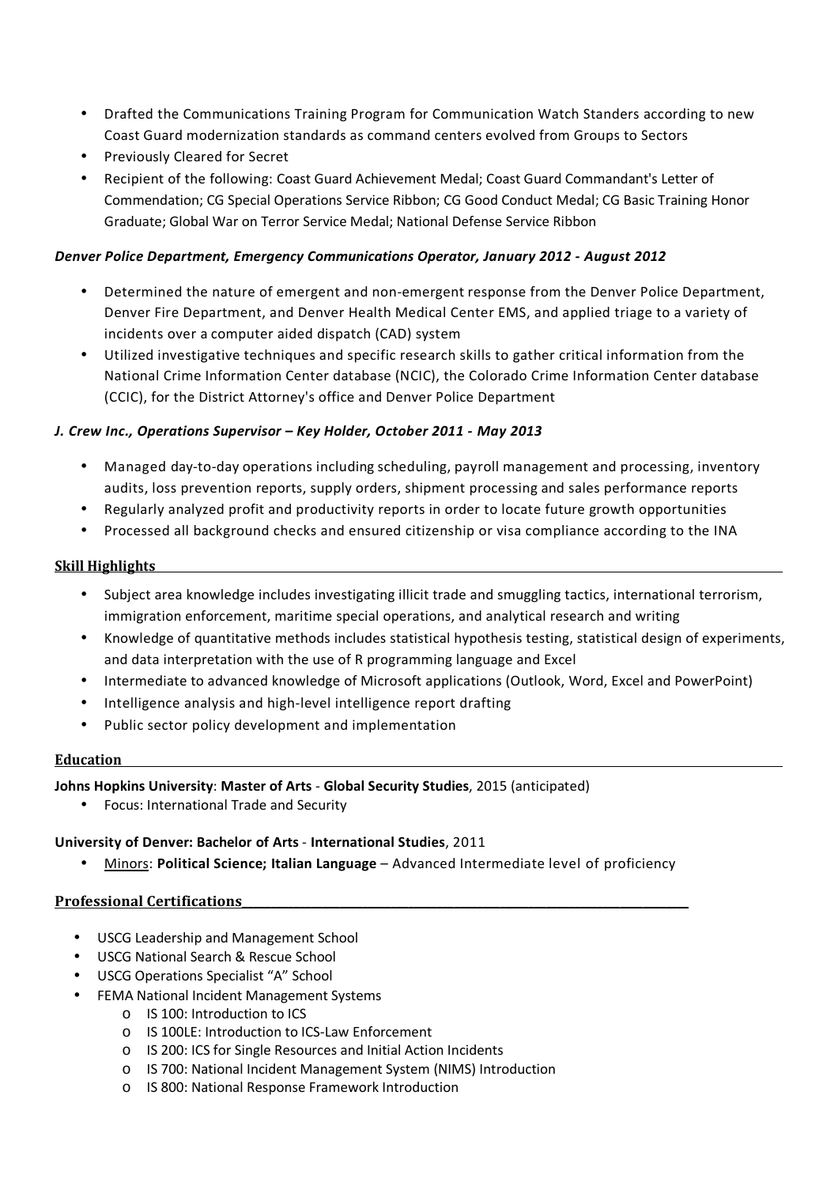- Drafted the Communications Training Program for Communication Watch Standers according to new Coast Guard modernization standards as command centers evolved from Groups to Sectors
- Previously Cleared for Secret
- Recipient of the following: Coast Guard Achievement Medal; Coast Guard Commandant's Letter of Commendation; CG Special Operations Service Ribbon; CG Good Conduct Medal; CG Basic Training Honor Graduate; Global War on Terror Service Medal; National Defense Service Ribbon

***Denver Police Department, Emergency Communications Operator, January 2012 - August 2012***

- Determined the nature of emergent and non-emergent response from the Denver Police Department, Denver Fire Department, and Denver Health Medical Center EMS, and applied triage to a variety of incidents over a computer aided dispatch (CAD) system
- Utilized investigative techniques and specific research skills to gather critical information from the National Crime Information Center database (NCIC), the Colorado Crime Information Center database (CCIC), for the District Attorney's office and Denver Police Department

***J. Crew Inc., Operations Supervisor – Key Holder, October 2011 - May 2013***

- Managed day-to-day operations including scheduling, payroll management and processing, inventory audits, loss prevention reports, supply orders, shipment processing and sales performance reports
- Regularly analyzed profit and productivity reports in order to locate future growth opportunities
- Processed all background checks and ensured citizenship or visa compliance according to the INA

## Skill Highlights

- Subject area knowledge includes investigating illicit trade and smuggling tactics, international terrorism, immigration enforcement, maritime special operations, and analytical research and writing
- Knowledge of quantitative methods includes statistical hypothesis testing, statistical design of experiments, and data interpretation with the use of R programming language and Excel
- Intermediate to advanced knowledge of Microsoft applications (Outlook, Word, Excel and PowerPoint)
- Intelligence analysis and high-level intelligence report drafting
- Public sector policy development and implementation

## Education

**Johns Hopkins University**: **Master of Arts** - **Global Security Studies**, 2015 (anticipated)

- Focus: International Trade and Security

**University of Denver: Bachelor of Arts** - **International Studies**, 2011

- Minors: **Political Science; Italian Language** – Advanced Intermediate level of proficiency

## Professional Certifications

- USCG Leadership and Management School
- USCG National Search & Rescue School
- USCG Operations Specialist "A" School
- FEMA National Incident Management Systems
  - IS 100: Introduction to ICS
  - IS 100LE: Introduction to ICS-Law Enforcement
  - IS 200: ICS for Single Resources and Initial Action Incidents
  - IS 700: National Incident Management System (NIMS) Introduction
  - IS 800: National Response Framework Introduction